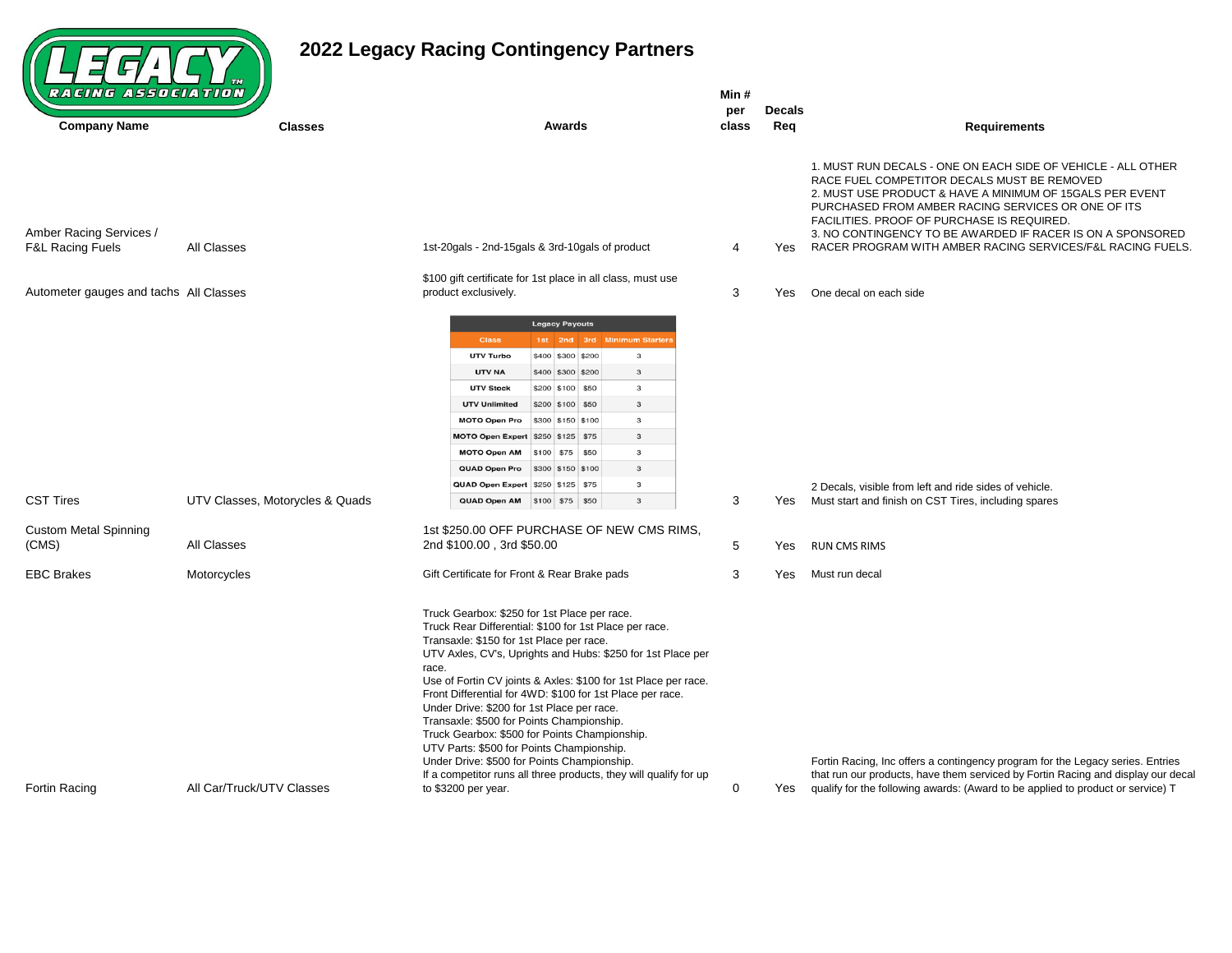# 2022 Legacy Racing Contingency Partners

| Company Name | Classes | Awards | Min # per class | Decals Req | Requirements |
|---|---|---|---|---|---|
| Amber Racing Services / F&L Racing Fuels | All Classes | 1st-20gals - 2nd-15gals & 3rd-10gals of product | 4 | Yes | 1. MUST RUN DECALS - ONE ON EACH SIDE OF VEHICLE - ALL OTHER RACE FUEL COMPETITOR DECALS MUST BE REMOVED 2. MUST USE PRODUCT & HAVE A MINIMUM OF 15GALS PER EVENT PURCHASED FROM AMBER RACING SERVICES OR ONE OF ITS FACILITIES. PROOF OF PURCHASE IS REQUIRED. 3. NO CONTINGENCY TO BE AWARDED IF RACER IS ON A SPONSORED RACER PROGRAM WITH AMBER RACING SERVICES/F&L RACING FUELS. |
| Autometer gauges and tachs | All Classes | $100 gift certificate for 1st place in all class, must use product exclusively. | 3 | Yes | One decal on each side |
| CST Tires | UTV Classes, Motorycles & Quads | See Legacy Payouts table below | 3 | Yes | 2 Decals, visible from left and ride sides of vehicle. Must start and finish on CST Tires, including spares |
| Custom Metal Spinning (CMS) | All Classes | 1st $250.00 OFF PURCHASE OF NEW CMS RIMS, 2nd $100.00 , 3rd $50.00 | 5 | Yes | RUN CMS RIMS |
| EBC Brakes | Motorcycles | Gift Certificate for Front & Rear Brake pads | 3 | Yes | Must run decal |
| Fortin Racing | All Car/Truck/UTV Classes | Truck Gearbox: $250 for 1st Place per race. Truck Rear Differential: $100 for 1st Place per race. Transaxle: $150 for 1st Place per race. UTV Axles, CV's, Uprights and Hubs: $250 for 1st Place per race. Use of Fortin CV joints & Axles: $100 for 1st Place per race. Front Differential for 4WD: $100 for 1st Place per race. Under Drive: $200 for 1st Place per race. Transaxle: $500 for Points Championship. Truck Gearbox: $500 for Points Championship. UTV Parts: $500 for Points Championship. Under Drive: $500 for Points Championship. If a competitor runs all three products, they will qualify for up to $3200 per year. | 0 | Yes | Fortin Racing, Inc offers a contingency program for the Legacy series. Entries that run our products, have them serviced by Fortin Racing and display our decal qualify for the following awards: (Award to be applied to product or service) T |

**Legacy Payouts** (CST Tires)

| Class | 1st | 2nd | 3rd | Minimum Starters |
|---|---|---|---|---|
| UTV Turbo | $400 | $300 | $200 | 3 |
| UTV NA | $400 | $300 | $200 | 3 |
| UTV Stock | $200 | $100 | $50 | 3 |
| UTV Unlimited | $200 | $100 | $50 | 3 |
| MOTO Open Pro | $300 | $150 | $100 | 3 |
| MOTO Open Expert | $250 | $125 | $75 | 3 |
| MOTO Open AM | $100 | $75 | $50 | 3 |
| QUAD Open Pro | $300 | $150 | $100 | 3 |
| QUAD Open Expert | $250 | $125 | $75 | 3 |
| QUAD Open AM | $100 | $75 | $50 | 3 |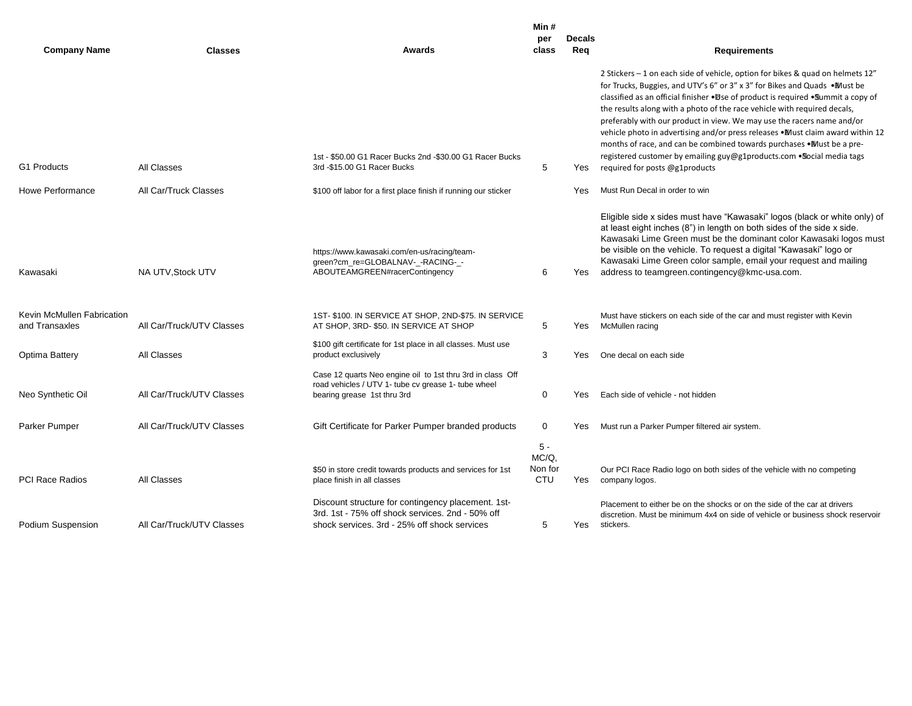| Company Name | Classes | Awards | Min # per class | Decals Req | Requirements |
|---|---|---|---|---|---|
| G1 Products | All Classes | 1st - $50.00 G1 Racer Bucks 2nd -$30.00 G1 Racer Bucks 3rd -$15.00 G1 Racer Bucks | 5 | Yes | 2 Stickers – 1 on each side of vehicle, option for bikes & quad on helmets 12" for Trucks, Buggies, and UTV's 6" or 3" x 3" for Bikes and Quads • Must be classified as an official finisher • Use of product is required • Summit a copy of the results along with a photo of the race vehicle with required decals, preferably with our product in view. We may use the racers name and/or vehicle photo in advertising and/or press releases • Must claim award within 12 months of race, and can be combined towards purchases • Must be a pre-registered customer by emailing guy@g1products.com • Social media tags required for posts @g1products |
| Howe Performance | All Car/Truck Classes | $100 off labor for a first place finish if running our sticker | | Yes | Must Run Decal in order to win |
| Kawasaki | NA UTV,Stock UTV | https://www.kawasaki.com/en-us/racing/team-green?cm_re=GLOBALNAV-_-RACING-_-ABOUTEAMGREEN#racerContingency | 6 | Yes | Eligible side x sides must have "Kawasaki" logos (black or white only) of at least eight inches (8") in length on both sides of the side x side. Kawasaki Lime Green must be the dominant color Kawasaki logos must be visible on the vehicle. To request a digital "Kawasaki" logo or Kawasaki Lime Green color sample, email your request and mailing address to teamgreen.contingency@kmc-usa.com. |
| Kevin McMullen Fabrication and Transaxles | All Car/Truck/UTV Classes | 1ST- $100. IN SERVICE AT SHOP, 2ND-$75. IN SERVICE AT SHOP, 3RD- $50. IN SERVICE AT SHOP | 5 | Yes | Must have stickers on each side of the car and must register with Kevin McMullen racing |
| Optima Battery | All Classes | $100 gift certificate for 1st place in all classes. Must use product exclusively | 3 | Yes | One decal on each side |
| Neo Synthetic Oil | All Car/Truck/UTV Classes | Case 12 quarts Neo engine oil to 1st thru 3rd in class Off road vehicles / UTV 1- tube cv grease 1- tube wheel bearing grease 1st thru 3rd | 0 | Yes | Each side of vehicle - not hidden |
| Parker Pumper | All Car/Truck/UTV Classes | Gift Certificate for Parker Pumper branded products | 0 | Yes | Must run a Parker Pumper filtered air system. |
| PCI Race Radios | All Classes | $50 in store credit towards products and services for 1st place finish in all classes | 5 - MC/Q, Non for CTU | Yes | Our PCI Race Radio logo on both sides of the vehicle with no competing company logos. |
| Podium Suspension | All Car/Truck/UTV Classes | Discount structure for contingency placement. 1st-3rd. 1st - 75% off shock services. 2nd - 50% off shock services. 3rd - 25% off shock services | 5 | Yes | Placement to either be on the shocks or on the side of the car at drivers discretion. Must be minimum 4x4 on side of vehicle or business shock reservoir stickers. |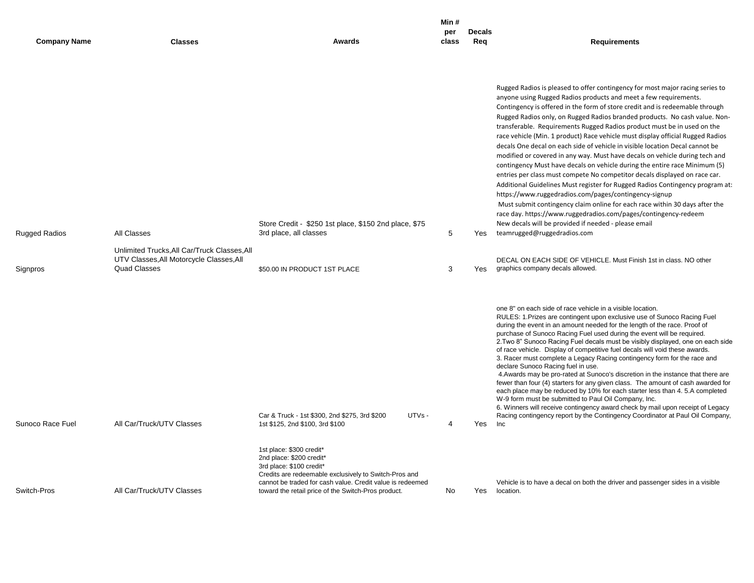| Company Name | Classes | Awards | Min # per class | Decals Req | Requirements |
|---|---|---|---|---|---|
| Rugged Radios | All Classes | Store Credit - $250 1st place, $150 2nd place, $75 3rd place, all classes | 5 | Yes | Rugged Radios is pleased to offer contingency for most major racing series to anyone using Rugged Radios products and meet a few requirements. Contingency is offered in the form of store credit and is redeemable through Rugged Radios only, on Rugged Radios branded products. No cash value. Non-transferable. Requirements Rugged Radios product must be in used on the race vehicle (Min. 1 product) Race vehicle must display official Rugged Radios decals One decal on each side of vehicle in visible location Decal cannot be modified or covered in any way. Must have decals on vehicle during tech and contingency Must have decals on vehicle during the entire race Minimum (5) entries per class must compete No competitor decals displayed on race car. Additional Guidelines Must register for Rugged Radios Contingency program at: https://www.ruggedradios.com/pages/contingency-signup Must submit contingency claim online for each race within 30 days after the race day. https://www.ruggedradios.com/pages/contingency-redeem New decals will be provided if needed - please email teamrugged@ruggedradios.com |
| Signpros | Unlimited Trucks,All Car/Truck Classes,All UTV Classes,All Motorcycle Classes,All Quad Classes | $50.00 IN PRODUCT 1ST PLACE | 3 | Yes | DECAL ON EACH SIDE OF VEHICLE. Must Finish 1st in class. NO other graphics company decals allowed. |
| Sunoco Race Fuel | All Car/Truck/UTV Classes | Car & Truck - 1st $300, 2nd $275, 3rd $200 UTVs - 1st $125, 2nd $100, 3rd $100 | 4 | Yes | one 8" on each side of race vehicle in a visible location. RULES: 1.Prizes are contingent upon exclusive use of Sunoco Racing Fuel during the event in an amount needed for the length of the race. Proof of purchase of Sunoco Racing Fuel used during the event will be required. 2.Two 8" Sunoco Racing Fuel decals must be visibly displayed, one on each side of race vehicle. Display of competitive fuel decals will void these awards. 3. Racer must complete a Legacy Racing contingency form for the race and declare Sunoco Racing fuel in use. 4.Awards may be pro-rated at Sunoco's discretion in the instance that there are fewer than four (4) starters for any given class. The amount of cash awarded for each place may be reduced by 10% for each starter less than 4. 5.A completed W-9 form must be submitted to Paul Oil Company, Inc. 6. Winners will receive contingency award check by mail upon receipt of Legacy Racing contingency report by the Contingency Coordinator at Paul Oil Company, Inc |
| Switch-Pros | All Car/Truck/UTV Classes | 1st place: $300 credit* 2nd place: $200 credit* 3rd place: $100 credit* Credits are redeemable exclusively to Switch-Pros and cannot be traded for cash value. Credit value is redeemed toward the retail price of the Switch-Pros product. | No | Yes | Vehicle is to have a decal on both the driver and passenger sides in a visible location. |